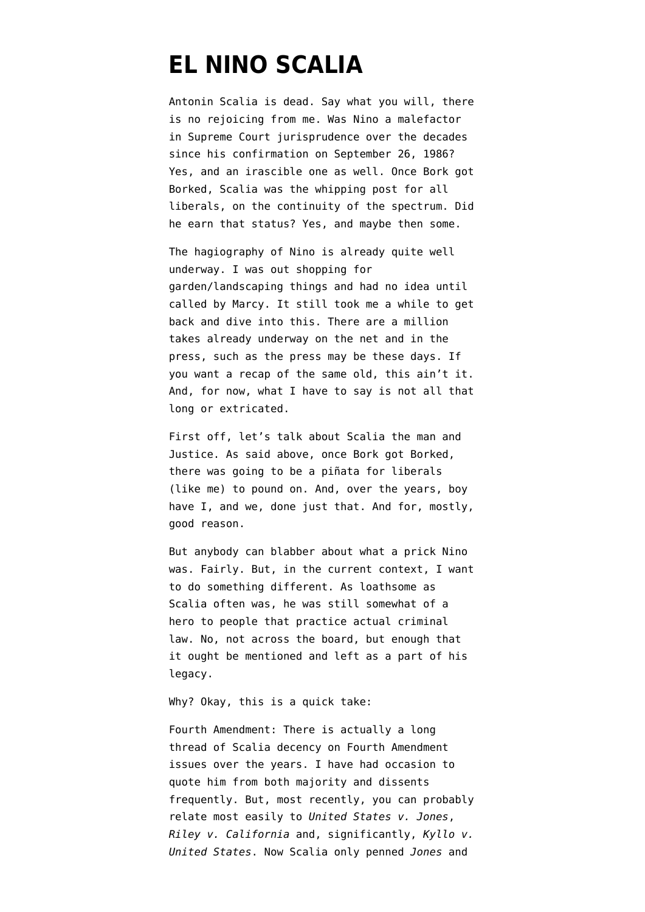# EL NINO SCALIA

Antonin Scalia is dead. Say what you will, there is no rejoicing from me. Was Nino a malefactor in Supreme Court jurisprudence over the decades since his confirmation on September 26, 1986? Yes, and an irascible one as well. Once Bork got Borked, Scalia was the whipping post for all liberals, on the continuity of the spectrum. Did he earn that status? Yes, and maybe then some.

The hagiography of Nino is already quite well underway. I was out shopping for garden/landscaping things and had no idea until called by Marcy. It still took me a while to get back and dive into this. There are a million takes already underway on the net and in the press, such as the press may be these days. If you want a recap of the same old, this ain't it. And, for now, what I have to say is not all that long or extricated.

First off, let's talk about Scalia the man and Justice. As said above, once Bork got Borked, there was going to be a piñata for liberals (like me) to pound on. And, over the years, boy have I, and we, done just that. And for, mostly, good reason.

But anybody can blabber about what a prick Nino was. Fairly. But, in the current context, I want to do something different. As loathsome as Scalia often was, he was still somewhat of a hero to people that practice actual criminal law. No, not across the board, but enough that it ought be mentioned and left as a part of his legacy.

Why? Okay, this is a quick take:

Fourth Amendment: There is actually a long thread of Scalia decency on Fourth Amendment issues over the years. I have had occasion to quote him from both majority and dissents frequently. But, most recently, you can probably relate most easily to *United States v. Jones*, *Riley v. California* and, significantly, *Kyllo v. United States*. Now Scalia only penned *Jones* and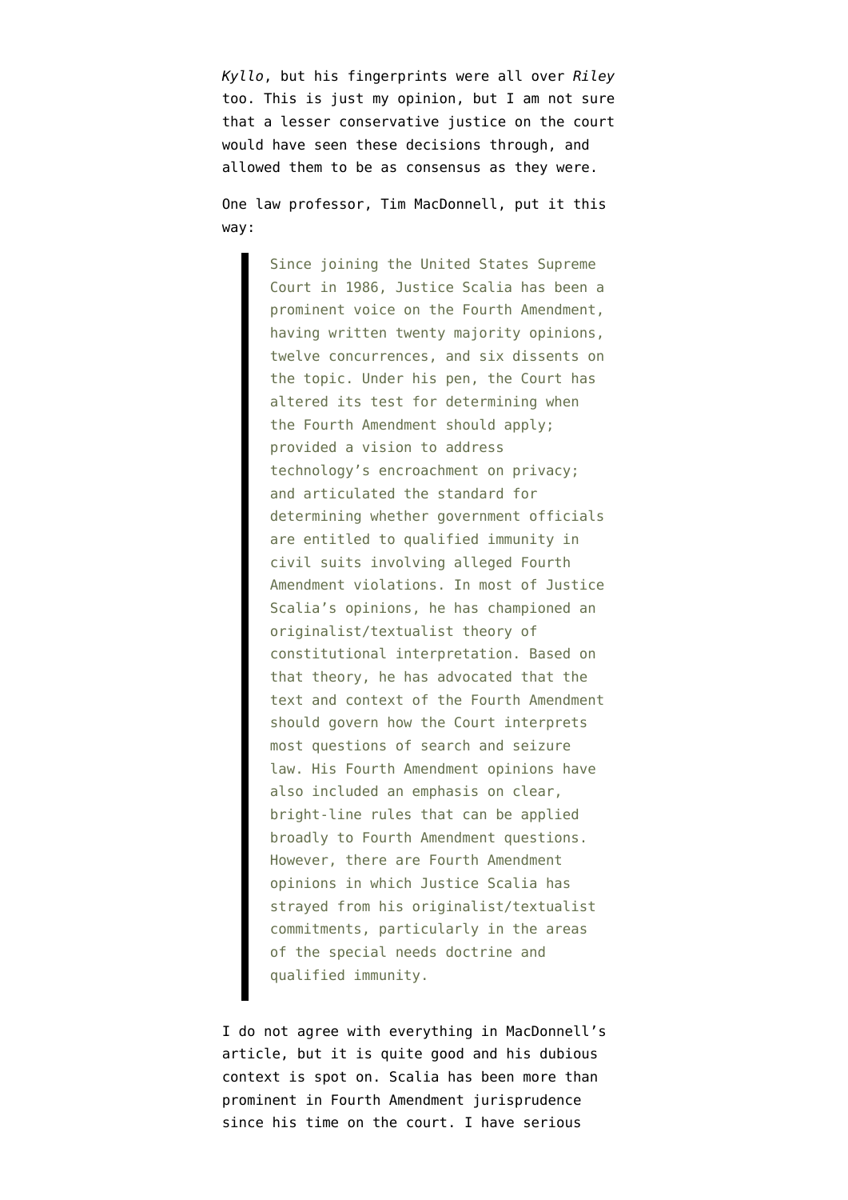*Kyllo*, but his fingerprints were all over *Riley* too. This is just my opinion, but I am not sure that a lesser conservative justice on the court would have seen these decisions through, and allowed them to be as consensus as they were.

One law professor, Tim MacDonnell, put it this way:

> Since joining the United States Supreme Court in 1986, Justice Scalia has been a prominent voice on the Fourth Amendment, having written twenty majority opinions, twelve concurrences, and six dissents on the topic. Under his pen, the Court has altered its test for determining when the Fourth Amendment should apply; provided a vision to address technology's encroachment on privacy; and articulated the standard for determining whether government officials are entitled to qualified immunity in civil suits involving alleged Fourth Amendment violations. In most of Justice Scalia's opinions, he has championed an originalist/textualist theory of constitutional interpretation. Based on that theory, he has advocated that the text and context of the Fourth Amendment should govern how the Court interprets most questions of search and seizure law. His Fourth Amendment opinions have also included an emphasis on clear, bright-line rules that can be applied broadly to Fourth Amendment questions. However, there are Fourth Amendment opinions in which Justice Scalia has strayed from his originalist/textualist commitments, particularly in the areas of the special needs doctrine and qualified immunity.

I do not agree with everything in MacDonnell's article, but it is quite good and his dubious context is spot on. Scalia has been more than prominent in Fourth Amendment jurisprudence since his time on the court. I have serious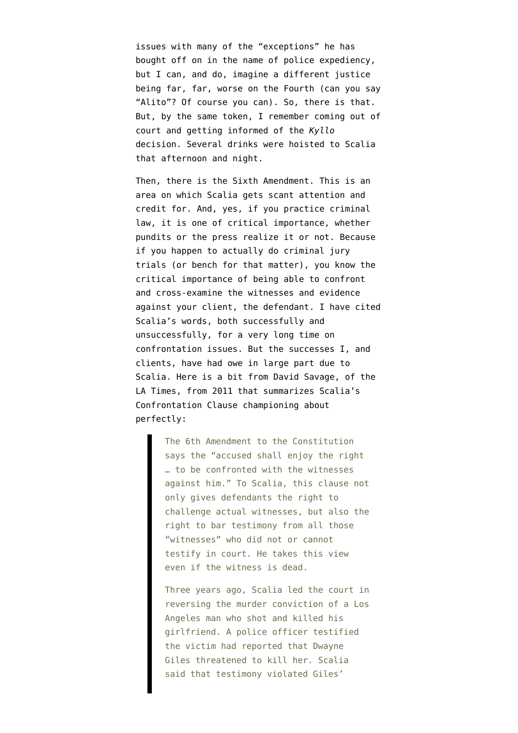issues with many of the "exceptions" he has bought off on in the name of police expediency, but I can, and do, imagine a different justice being far, far, worse on the Fourth (can you say "Alito"? Of course you can). So, there is that. But, by the same token, I remember coming out of court and getting informed of the *Kyllo* decision. Several drinks were hoisted to Scalia that afternoon and night.

Then, there is the Sixth Amendment. This is an area on which Scalia gets scant attention and credit for. And, yes, if you practice criminal law, it is one of critical importance, whether pundits or the press realize it or not. Because if you happen to actually do criminal jury trials (or bench for that matter), you know the critical importance of being able to confront and cross-examine the witnesses and evidence against your client, the defendant. I have cited Scalia's words, both successfully and unsuccessfully, for a very long time on confrontation issues. But the successes I, and clients, have had owe in large part due to Scalia. Here is a bit from David Savage, of the LA Times, from 2011 that summarizes Scalia's Confrontation Clause championing about perfectly:

> The 6th Amendment to the Constitution says the "accused shall enjoy the right … to be confronted with the witnesses against him." To Scalia, this clause not only gives defendants the right to challenge actual witnesses, but also the right to bar testimony from all those "witnesses" who did not or cannot testify in court. He takes this view even if the witness is dead.
>
> Three years ago, Scalia led the court in reversing the murder conviction of a Los Angeles man who shot and killed his girlfriend. A police officer testified the victim had reported that Dwayne Giles threatened to kill her. Scalia said that testimony violated Giles'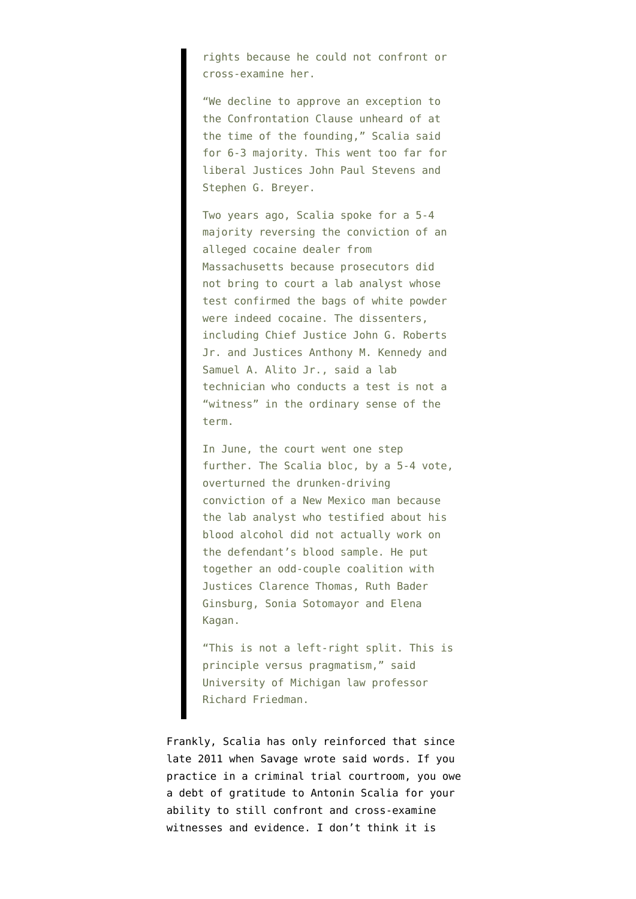> rights because he could not confront or cross-examine her.
>
> "We decline to approve an exception to the Confrontation Clause unheard of at the time of the founding," Scalia said for 6-3 majority. This went too far for liberal Justices John Paul Stevens and Stephen G. Breyer.
>
> Two years ago, Scalia spoke for a 5-4 majority reversing the conviction of an alleged cocaine dealer from Massachusetts because prosecutors did not bring to court a lab analyst whose test confirmed the bags of white powder were indeed cocaine. The dissenters, including Chief Justice John G. Roberts Jr. and Justices Anthony M. Kennedy and Samuel A. Alito Jr., said a lab technician who conducts a test is not a "witness" in the ordinary sense of the term.
>
> In June, the court went one step further. The Scalia bloc, by a 5-4 vote, overturned the drunken-driving conviction of a New Mexico man because the lab analyst who testified about his blood alcohol did not actually work on the defendant's blood sample. He put together an odd-couple coalition with Justices Clarence Thomas, Ruth Bader Ginsburg, Sonia Sotomayor and Elena Kagan.
>
> "This is not a left-right split. This is principle versus pragmatism," said University of Michigan law professor Richard Friedman.

Frankly, Scalia has only reinforced that since late 2011 when Savage wrote said words. If you practice in a criminal trial courtroom, you owe a debt of gratitude to Antonin Scalia for your ability to still confront and cross-examine witnesses and evidence. I don't think it is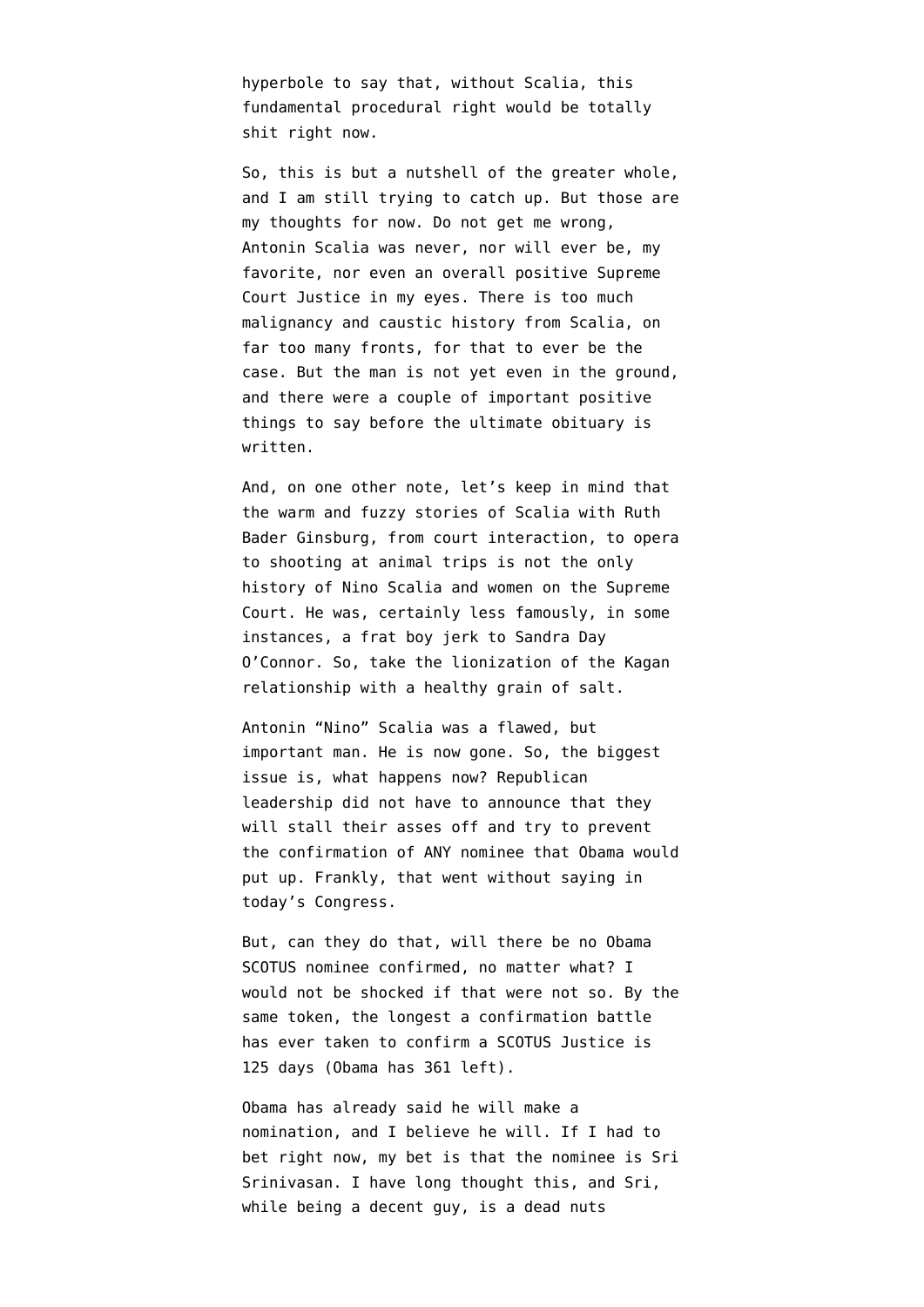hyperbole to say that, without Scalia, this fundamental procedural right would be totally shit right now.

So, this is but a nutshell of the greater whole, and I am still trying to catch up. But those are my thoughts for now. Do not get me wrong, Antonin Scalia was never, nor will ever be, my favorite, nor even an overall positive Supreme Court Justice in my eyes. There is too much malignancy and caustic history from Scalia, on far too many fronts, for that to ever be the case. But the man is not yet even in the ground, and there were a couple of important positive things to say before the ultimate obituary is written.

And, on one other note, let's keep in mind that the warm and fuzzy stories of Scalia with Ruth Bader Ginsburg, from court interaction, to opera to shooting at animal trips is not the only history of Nino Scalia and women on the Supreme Court. He was, certainly less famously, in some instances, a frat boy jerk to Sandra Day O'Connor. So, take the lionization of the Kagan relationship with a healthy grain of salt.

Antonin "Nino" Scalia was a flawed, but important man. He is now gone. So, the biggest issue is, what happens now? Republican leadership did not have to announce that they will stall their asses off and try to prevent the confirmation of ANY nominee that Obama would put up. Frankly, that went without saying in today's Congress.

But, can they do that, will there be no Obama SCOTUS nominee confirmed, no matter what? I would not be shocked if that were not so. By the same token, the longest a confirmation battle has ever taken to confirm a SCOTUS Justice is 125 days (Obama has 361 left).

Obama has already said he will make a nomination, and I believe he will. If I had to bet right now, my bet is that the nominee is Sri Srinivasan. I have long thought this, and Sri, while being a decent guy, is a dead nuts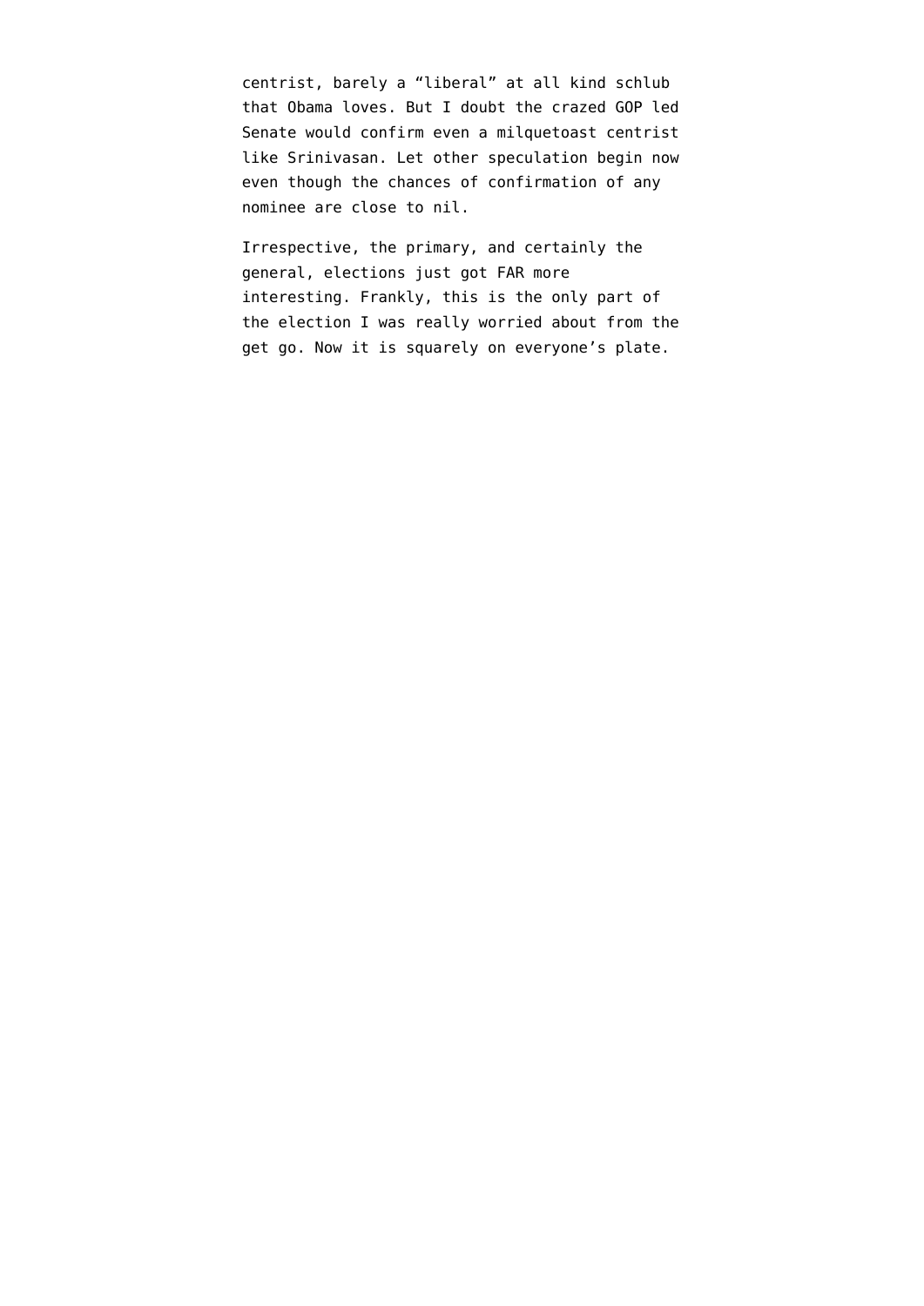centrist, barely a “liberal” at all kind schlub that Obama loves. But I doubt the crazed GOP led Senate would confirm even a milquetoast centrist like Srinivasan. Let other speculation begin now even though the chances of confirmation of any nominee are close to nil.

Irrespective, the primary, and certainly the general, elections just got FAR more interesting. Frankly, this is the only part of the election I was really worried about from the get go. Now it is squarely on everyone’s plate.